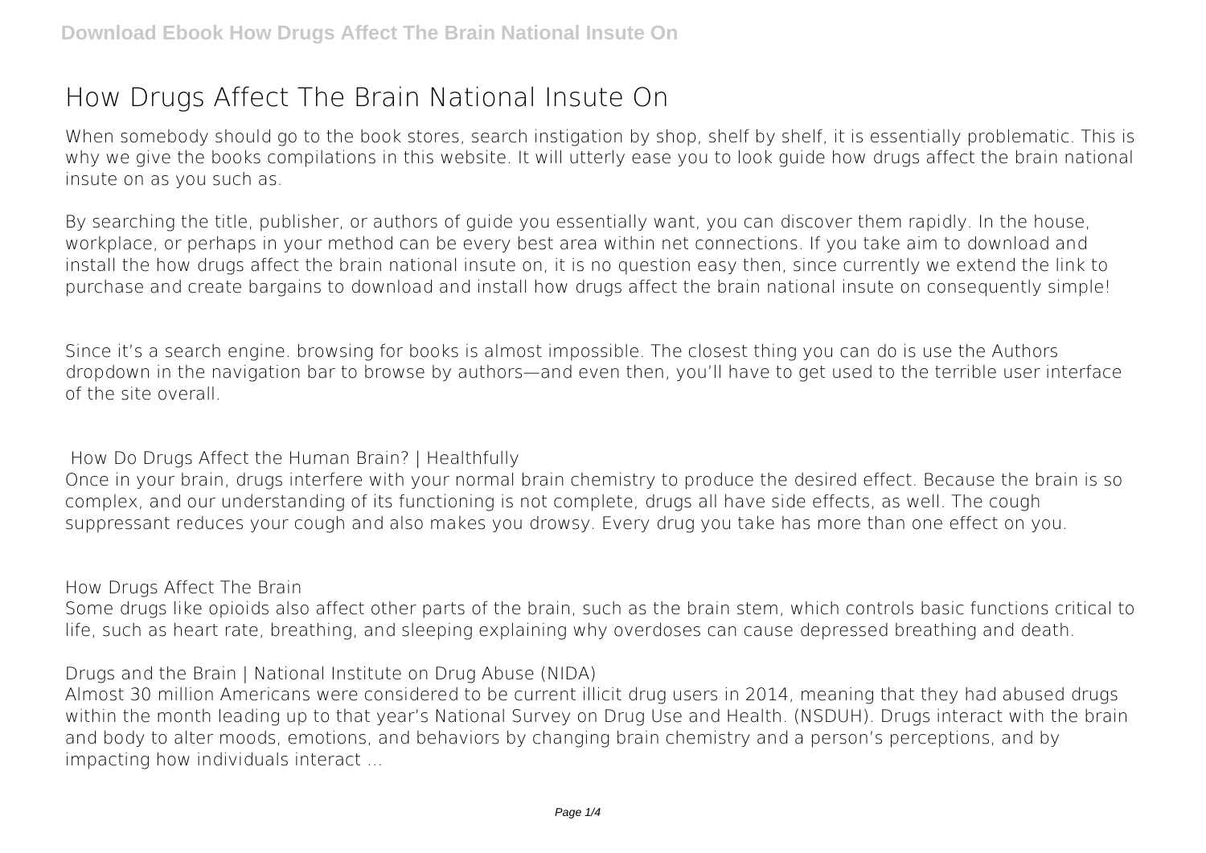# How Drugs Affect The Brain National Insute On

When somebody should go to the book stores, search instigation by shop, shelf by shelf, it is essentially problematic. This is why we give the books compilations in this website. It will utterly ease you to look guide how drugs affect the brain national insute on as you such as.

By searching the title, publisher, or authors of guide you essentially want, you can discover them rapidly. In the house, workplace, or perhaps in your method can be every best area within net connections. If you take aim to download and install the how drugs affect the brain national insute on, it is no question easy then, since currently we extend the link to purchase and create bargains to download and install how drugs affect the brain national insute on consequently simple!

Since it's a search engine. browsing for books is almost impossible. The closest thing you can do is use the Authors dropdown in the navigation bar to browse by authors—and even then, you'll have to get used to the terrible user interface of the site overall.

**How Do Drugs Affect the Human Brain? | Healthfully**

Once in your brain, drugs interfere with your normal brain chemistry to produce the desired effect. Because the brain is so complex, and our understanding of its functioning is not complete, drugs all have side effects, as well. The cough suppressant reduces your cough and also makes you drowsy. Every drug you take has more than one effect on you.

**How Drugs Affect The Brain**

Some drugs like opioids also affect other parts of the brain, such as the brain stem, which controls basic functions critical to life, such as heart rate, breathing, and sleeping explaining why overdoses can cause depressed breathing and death.

**Drugs and the Brain | National Institute on Drug Abuse (NIDA)**

Almost 30 million Americans were considered to be current illicit drug users in 2014, meaning that they had abused drugs within the month leading up to that year's National Survey on Drug Use and Health. (NSDUH). Drugs interact with the brain and body to alter moods, emotions, and behaviors by changing brain chemistry and a person's perceptions, and by impacting how individuals interact ...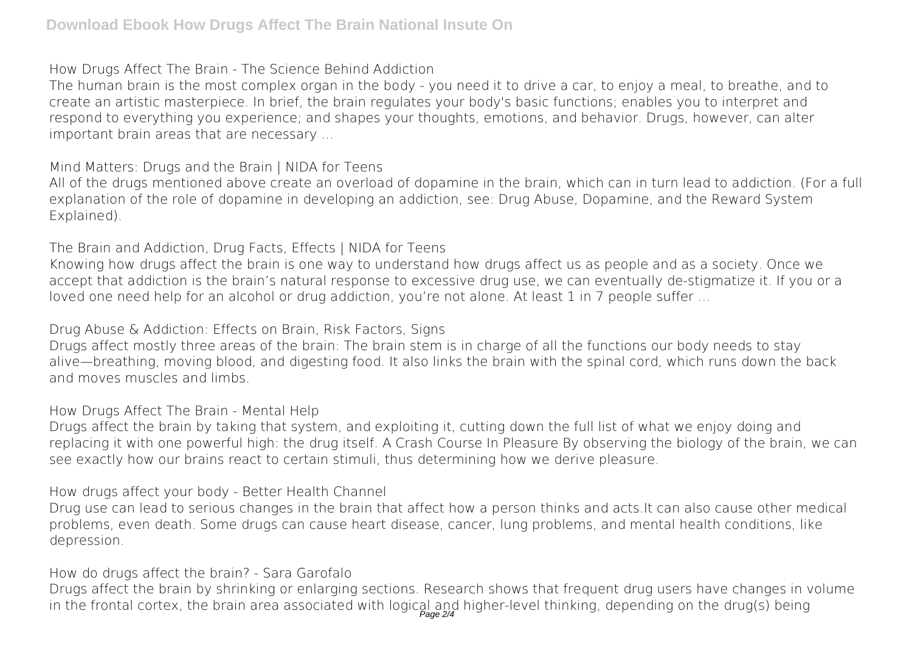**How Drugs Affect The Brain - The Science Behind Addiction**

The human brain is the most complex organ in the body - you need it to drive a car, to enjoy a meal, to breathe, and to create an artistic masterpiece. In brief, the brain regulates your body's basic functions; enables you to interpret and respond to everything you experience; and shapes your thoughts, emotions, and behavior. Drugs, however, can alter important brain areas that are necessary ...

**Mind Matters: Drugs and the Brain | NIDA for Teens**

All of the drugs mentioned above create an overload of dopamine in the brain, which can in turn lead to addiction. (For a full explanation of the role of dopamine in developing an addiction, see: Drug Abuse, Dopamine, and the Reward System Explained).

**The Brain and Addiction, Drug Facts, Effects | NIDA for Teens**

Knowing how drugs affect the brain is one way to understand how drugs affect us as people and as a society. Once we accept that addiction is the brain's natural response to excessive drug use, we can eventually de-stigmatize it. If you or a loved one need help for an alcohol or drug addiction, you're not alone. At least 1 in 7 people suffer ...

**Drug Abuse & Addiction: Effects on Brain, Risk Factors, Signs**

Drugs affect mostly three areas of the brain: The brain stem is in charge of all the functions our body needs to stay alive—breathing, moving blood, and digesting food. It also links the brain with the spinal cord, which runs down the back and moves muscles and limbs.

**How Drugs Affect The Brain - Mental Help**

Drugs affect the brain by taking that system, and exploiting it, cutting down the full list of what we enjoy doing and replacing it with one powerful high: the drug itself. A Crash Course In Pleasure By observing the biology of the brain, we can see exactly how our brains react to certain stimuli, thus determining how we derive pleasure.

**How drugs affect your body - Better Health Channel**

Drug use can lead to serious changes in the brain that affect how a person thinks and acts.It can also cause other medical problems, even death. Some drugs can cause heart disease, cancer, lung problems, and mental health conditions, like depression.

**How do drugs affect the brain? - Sara Garofalo**

Drugs affect the brain by shrinking or enlarging sections. Research shows that frequent drug users have changes in volume in the frontal cortex, the brain area associated with logical and higher-level thinking, depending on the drug(s) being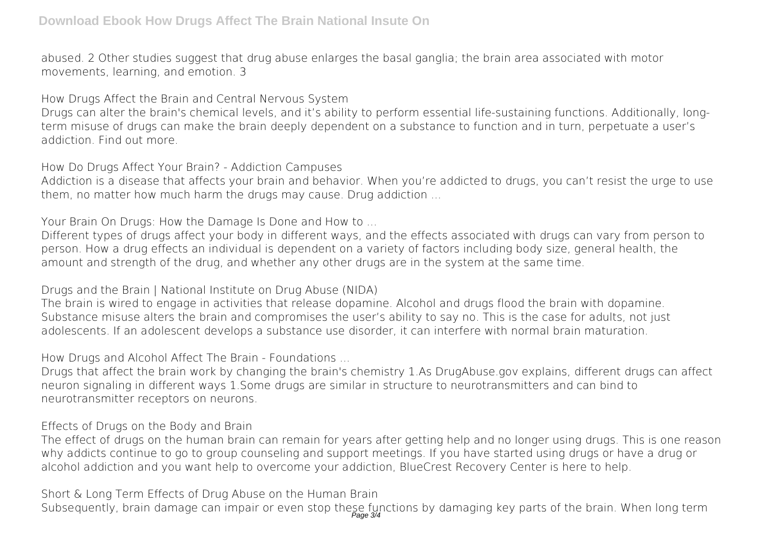abused. 2 Other studies suggest that drug abuse enlarges the basal ganglia; the brain area associated with motor movements, learning, and emotion. 3

**How Drugs Affect the Brain and Central Nervous System**

Drugs can alter the brain's chemical levels, and it's ability to perform essential life-sustaining functions. Additionally, long-term misuse of drugs can make the brain deeply dependent on a substance to function and in turn, perpetuate a user's addiction. Find out more.

**How Do Drugs Affect Your Brain? - Addiction Campuses**

Addiction is a disease that affects your brain and behavior. When you're addicted to drugs, you can't resist the urge to use them, no matter how much harm the drugs may cause. Drug addiction ...

**Your Brain On Drugs: How the Damage Is Done and How to ...**

Different types of drugs affect your body in different ways, and the effects associated with drugs can vary from person to person. How a drug effects an individual is dependent on a variety of factors including body size, general health, the amount and strength of the drug, and whether any other drugs are in the system at the same time.

**Drugs and the Brain | National Institute on Drug Abuse (NIDA)**

The brain is wired to engage in activities that release dopamine. Alcohol and drugs flood the brain with dopamine. Substance misuse alters the brain and compromises the user's ability to say no. This is the case for adults, not just adolescents. If an adolescent develops a substance use disorder, it can interfere with normal brain maturation.

**How Drugs and Alcohol Affect The Brain - Foundations ...**

Drugs that affect the brain work by changing the brain's chemistry 1.As DrugAbuse.gov explains, different drugs can affect neuron signaling in different ways 1.Some drugs are similar in structure to neurotransmitters and can bind to neurotransmitter receptors on neurons.

**Effects of Drugs on the Body and Brain**

The effect of drugs on the human brain can remain for years after getting help and no longer using drugs. This is one reason why addicts continue to go to group counseling and support meetings. If you have started using drugs or have a drug or alcohol addiction and you want help to overcome your addiction, BlueCrest Recovery Center is here to help.

**Short & Long Term Effects of Drug Abuse on the Human Brain**

Subsequently, brain damage can impair or even stop these functions by damaging key parts of the brain. When long term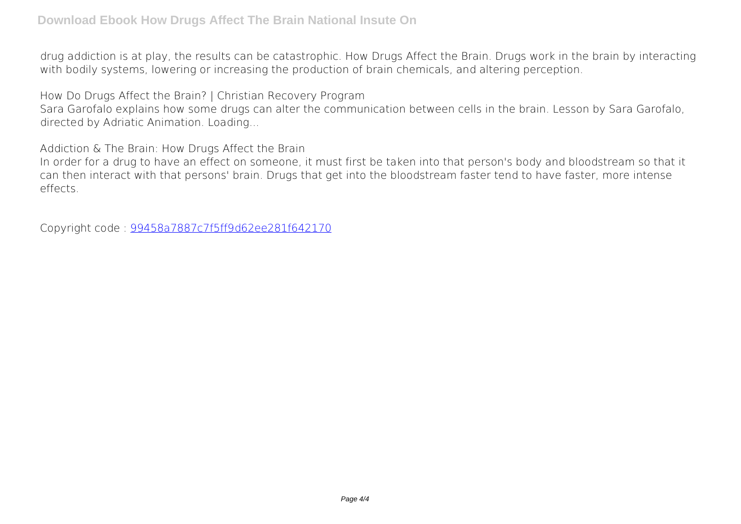drug addiction is at play, the results can be catastrophic. How Drugs Affect the Brain. Drugs work in the brain by interacting with bodily systems, lowering or increasing the production of brain chemicals, and altering perception.

How Do Drugs Affect the Brain? | Christian Recovery Program

Sara Garofalo explains how some drugs can alter the communication between cells in the brain. Lesson by Sara Garofalo, directed by Adriatic Animation. Loading...

Addiction & The Brain: How Drugs Affect the Brain

In order for a drug to have an effect on someone, it must first be taken into that person's body and bloodstream so that it can then interact with that persons' brain. Drugs that get into the bloodstream faster tend to have faster, more intense effects.

Copyright code : 99458a7887c7f5ff9d62ee281f642170